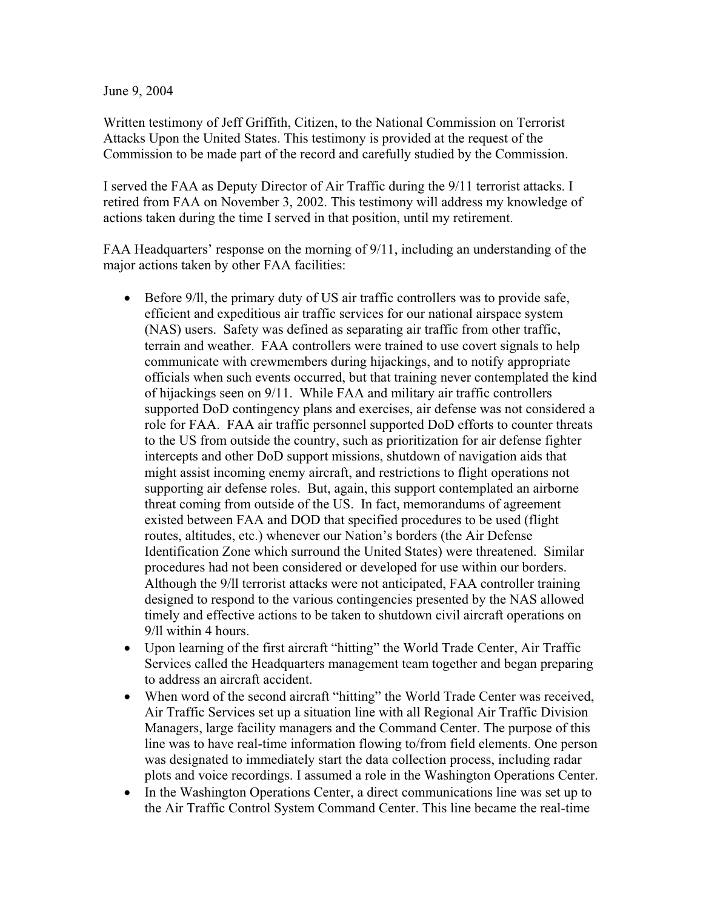June 9, 2004

Written testimony of Jeff Griffith, Citizen, to the National Commission on Terrorist Attacks Upon the United States. This testimony is provided at the request of the Commission to be made part of the record and carefully studied by the Commission.

I served the FAA as Deputy Director of Air Traffic during the 9/11 terrorist attacks. I retired from FAA on November 3, 2002. This testimony will address my knowledge of actions taken during the time I served in that position, until my retirement.

FAA Headquarters' response on the morning of 9/11, including an understanding of the major actions taken by other FAA facilities:

- Before 9/ll, the primary duty of US air traffic controllers was to provide safe, efficient and expeditious air traffic services for our national airspace system (NAS) users. Safety was defined as separating air traffic from other traffic, terrain and weather. FAA controllers were trained to use covert signals to help communicate with crewmembers during hijackings, and to notify appropriate officials when such events occurred, but that training never contemplated the kind of hijackings seen on 9/11. While FAA and military air traffic controllers supported DoD contingency plans and exercises, air defense was not considered a role for FAA. FAA air traffic personnel supported DoD efforts to counter threats to the US from outside the country, such as prioritization for air defense fighter intercepts and other DoD support missions, shutdown of navigation aids that might assist incoming enemy aircraft, and restrictions to flight operations not supporting air defense roles. But, again, this support contemplated an airborne threat coming from outside of the US. In fact, memorandums of agreement existed between FAA and DOD that specified procedures to be used (flight routes, altitudes, etc.) whenever our Nation's borders (the Air Defense Identification Zone which surround the United States) were threatened. Similar procedures had not been considered or developed for use within our borders. Although the 9/ll terrorist attacks were not anticipated, FAA controller training designed to respond to the various contingencies presented by the NAS allowed timely and effective actions to be taken to shutdown civil aircraft operations on 9/ll within 4 hours.
- Upon learning of the first aircraft "hitting" the World Trade Center, Air Traffic Services called the Headquarters management team together and began preparing to address an aircraft accident.
- When word of the second aircraft "hitting" the World Trade Center was received, Air Traffic Services set up a situation line with all Regional Air Traffic Division Managers, large facility managers and the Command Center. The purpose of this line was to have real-time information flowing to/from field elements. One person was designated to immediately start the data collection process, including radar plots and voice recordings. I assumed a role in the Washington Operations Center.
- In the Washington Operations Center, a direct communications line was set up to the Air Traffic Control System Command Center. This line became the real-time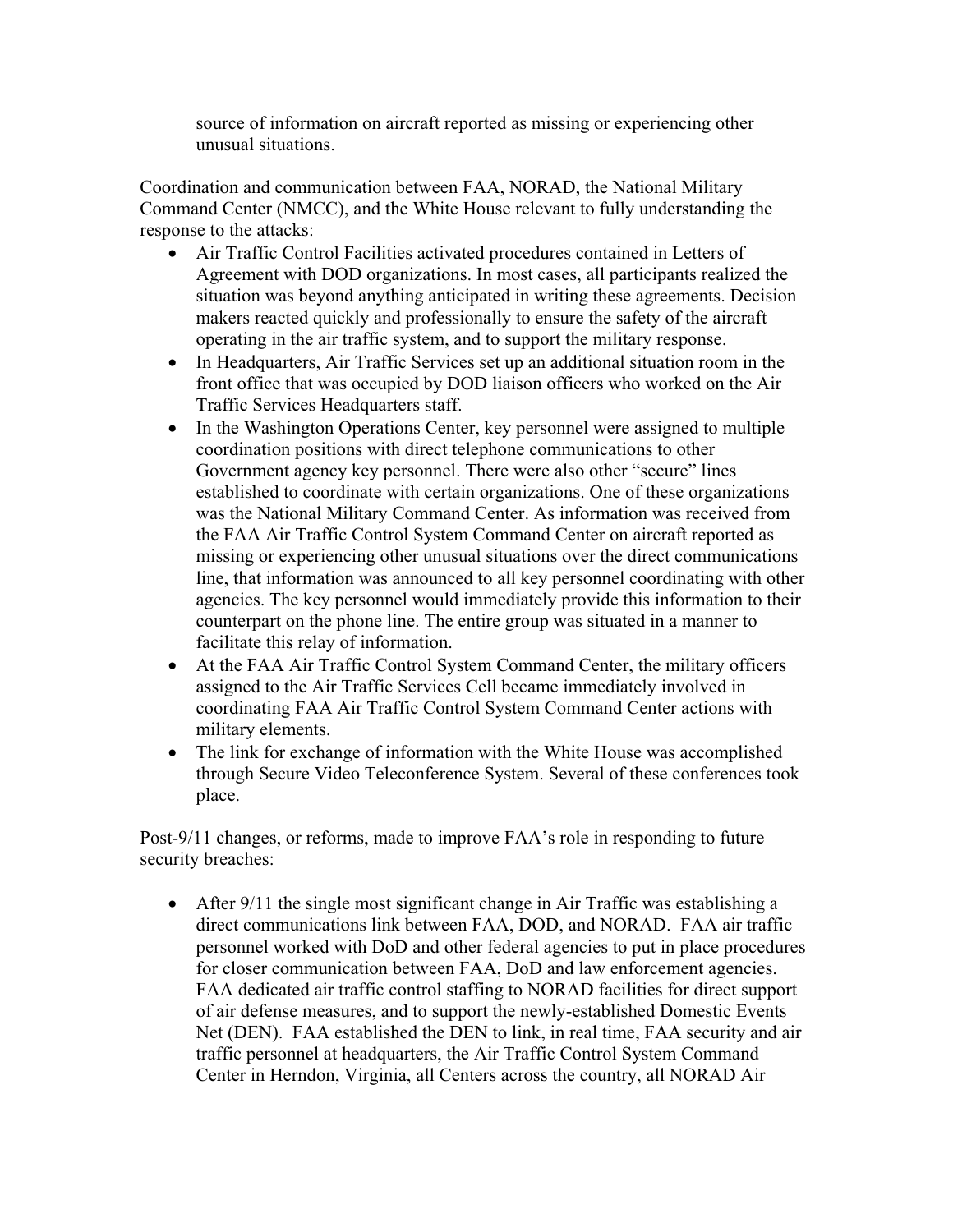source of information on aircraft reported as missing or experiencing other unusual situations.

Coordination and communication between FAA, NORAD, the National Military Command Center (NMCC), and the White House relevant to fully understanding the response to the attacks:

- Air Traffic Control Facilities activated procedures contained in Letters of Agreement with DOD organizations. In most cases, all participants realized the situation was beyond anything anticipated in writing these agreements. Decision makers reacted quickly and professionally to ensure the safety of the aircraft operating in the air traffic system, and to support the military response.
- In Headquarters, Air Traffic Services set up an additional situation room in the front office that was occupied by DOD liaison officers who worked on the Air Traffic Services Headquarters staff.
- In the Washington Operations Center, key personnel were assigned to multiple coordination positions with direct telephone communications to other Government agency key personnel. There were also other "secure" lines established to coordinate with certain organizations. One of these organizations was the National Military Command Center. As information was received from the FAA Air Traffic Control System Command Center on aircraft reported as missing or experiencing other unusual situations over the direct communications line, that information was announced to all key personnel coordinating with other agencies. The key personnel would immediately provide this information to their counterpart on the phone line. The entire group was situated in a manner to facilitate this relay of information.
- At the FAA Air Traffic Control System Command Center, the military officers assigned to the Air Traffic Services Cell became immediately involved in coordinating FAA Air Traffic Control System Command Center actions with military elements.
- The link for exchange of information with the White House was accomplished through Secure Video Teleconference System. Several of these conferences took place.

Post-9/11 changes, or reforms, made to improve FAA's role in responding to future security breaches:

- After 9/11 the single most significant change in Air Traffic was establishing a direct communications link between FAA, DOD, and NORAD. FAA air traffic personnel worked with DoD and other federal agencies to put in place procedures for closer communication between FAA, DoD and law enforcement agencies. FAA dedicated air traffic control staffing to NORAD facilities for direct support of air defense measures, and to support the newly-established Domestic Events Net (DEN). FAA established the DEN to link, in real time, FAA security and air traffic personnel at headquarters, the Air Traffic Control System Command Center in Herndon, Virginia, all Centers across the country, all NORAD Air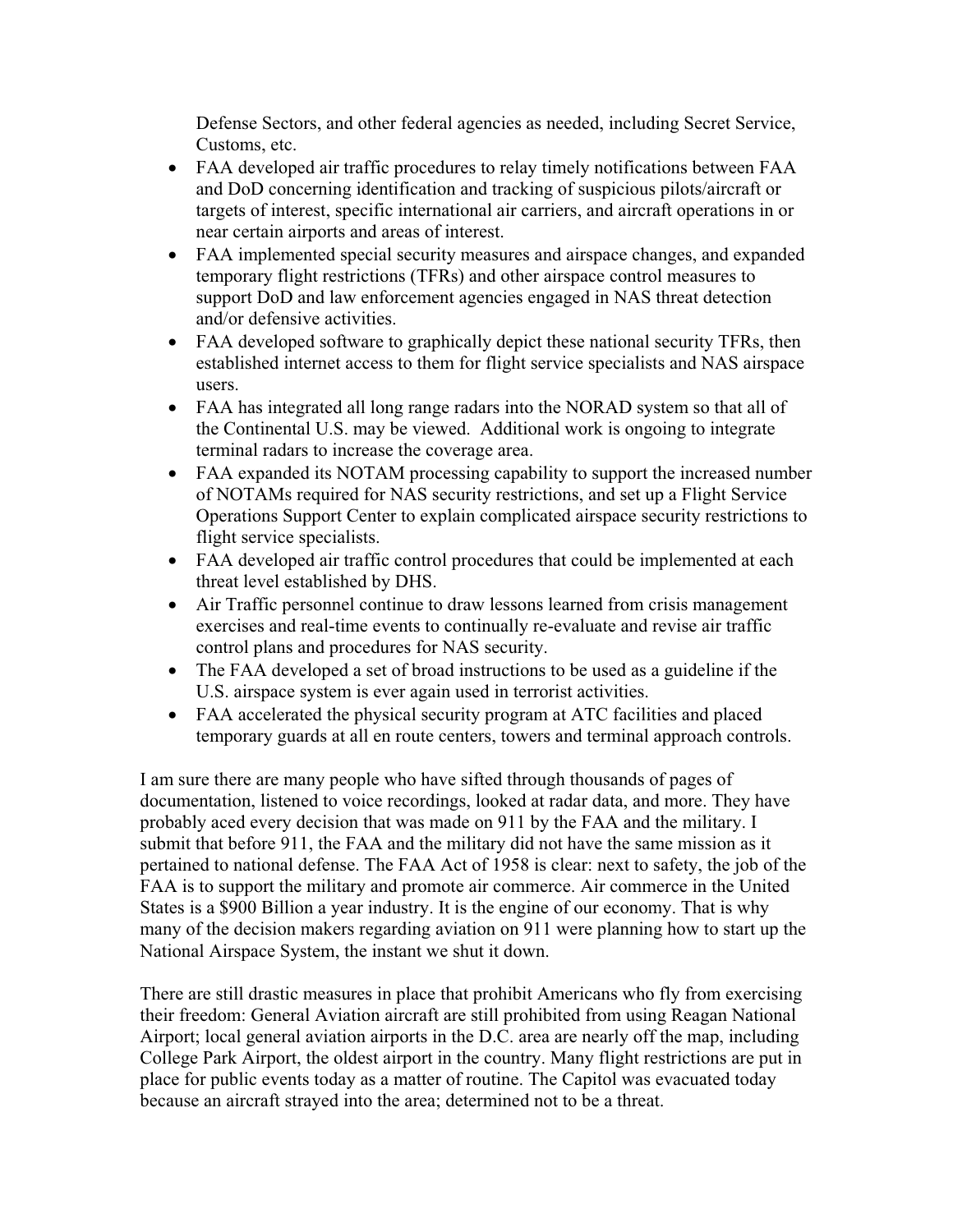Defense Sectors, and other federal agencies as needed, including Secret Service, Customs, etc.

- FAA developed air traffic procedures to relay timely notifications between FAA and DoD concerning identification and tracking of suspicious pilots/aircraft or targets of interest, specific international air carriers, and aircraft operations in or near certain airports and areas of interest.
- FAA implemented special security measures and airspace changes, and expanded temporary flight restrictions (TFRs) and other airspace control measures to support DoD and law enforcement agencies engaged in NAS threat detection and/or defensive activities.
- FAA developed software to graphically depict these national security TFRs, then established internet access to them for flight service specialists and NAS airspace users.
- FAA has integrated all long range radars into the NORAD system so that all of the Continental U.S. may be viewed. Additional work is ongoing to integrate terminal radars to increase the coverage area.
- FAA expanded its NOTAM processing capability to support the increased number of NOTAMs required for NAS security restrictions, and set up a Flight Service Operations Support Center to explain complicated airspace security restrictions to flight service specialists.
- FAA developed air traffic control procedures that could be implemented at each threat level established by DHS.
- Air Traffic personnel continue to draw lessons learned from crisis management exercises and real-time events to continually re-evaluate and revise air traffic control plans and procedures for NAS security.
- The FAA developed a set of broad instructions to be used as a guideline if the U.S. airspace system is ever again used in terrorist activities.
- FAA accelerated the physical security program at ATC facilities and placed temporary guards at all en route centers, towers and terminal approach controls.

I am sure there are many people who have sifted through thousands of pages of documentation, listened to voice recordings, looked at radar data, and more. They have probably aced every decision that was made on 911 by the FAA and the military. I submit that before 911, the FAA and the military did not have the same mission as it pertained to national defense. The FAA Act of 1958 is clear: next to safety, the job of the FAA is to support the military and promote air commerce. Air commerce in the United States is a $900 Billion a year industry. It is the engine of our economy. That is why many of the decision makers regarding aviation on 911 were planning how to start up the National Airspace System, the instant we shut it down.

There are still drastic measures in place that prohibit Americans who fly from exercising their freedom: General Aviation aircraft are still prohibited from using Reagan National Airport; local general aviation airports in the D.C. area are nearly off the map, including College Park Airport, the oldest airport in the country. Many flight restrictions are put in place for public events today as a matter of routine. The Capitol was evacuated today because an aircraft strayed into the area; determined not to be a threat.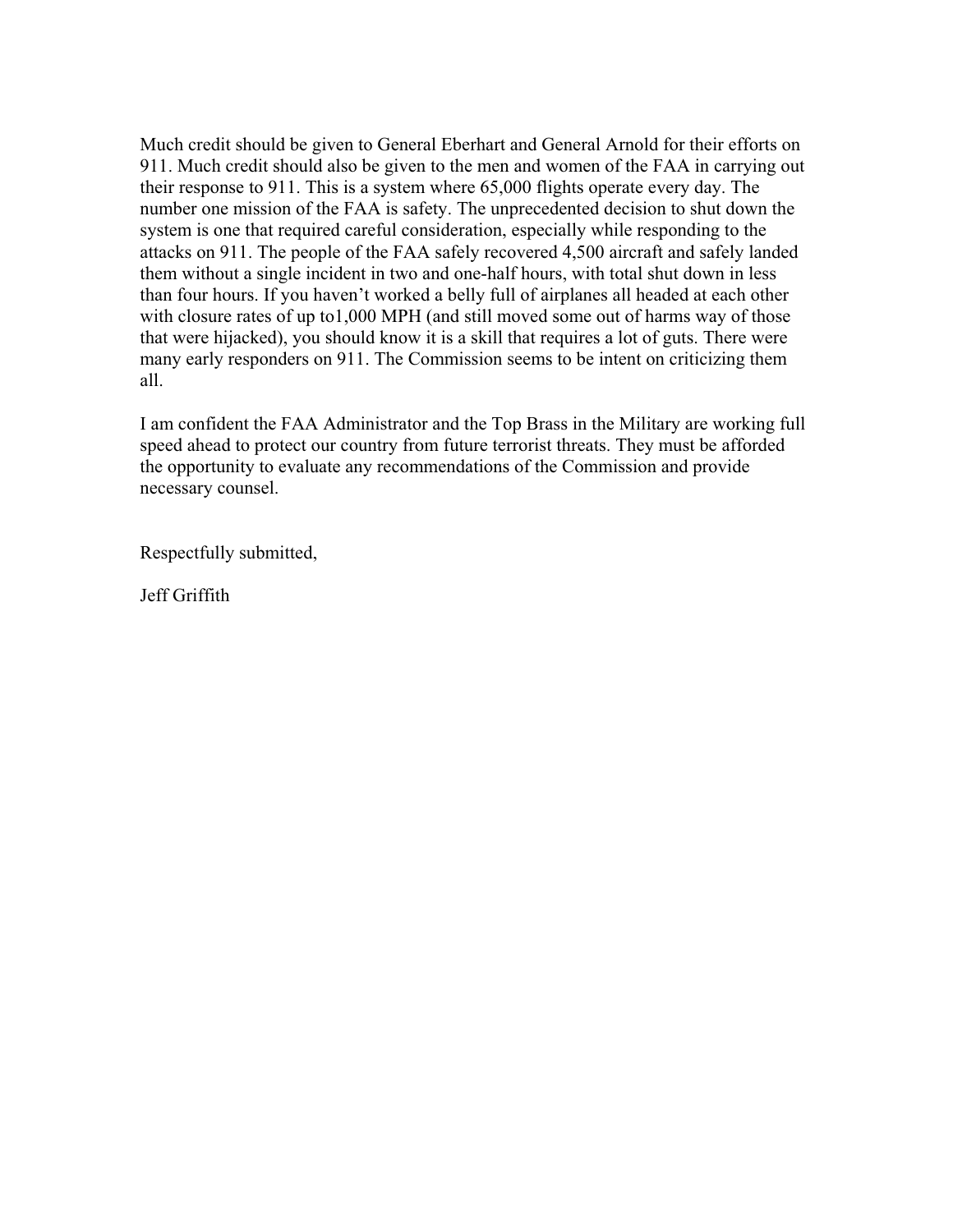Much credit should be given to General Eberhart and General Arnold for their efforts on 911. Much credit should also be given to the men and women of the FAA in carrying out their response to 911. This is a system where 65,000 flights operate every day. The number one mission of the FAA is safety. The unprecedented decision to shut down the system is one that required careful consideration, especially while responding to the attacks on 911. The people of the FAA safely recovered 4,500 aircraft and safely landed them without a single incident in two and one-half hours, with total shut down in less than four hours. If you haven't worked a belly full of airplanes all headed at each other with closure rates of up to1,000 MPH (and still moved some out of harms way of those that were hijacked), you should know it is a skill that requires a lot of guts. There were many early responders on 911. The Commission seems to be intent on criticizing them all.

I am confident the FAA Administrator and the Top Brass in the Military are working full speed ahead to protect our country from future terrorist threats. They must be afforded the opportunity to evaluate any recommendations of the Commission and provide necessary counsel.

Respectfully submitted,

Jeff Griffith